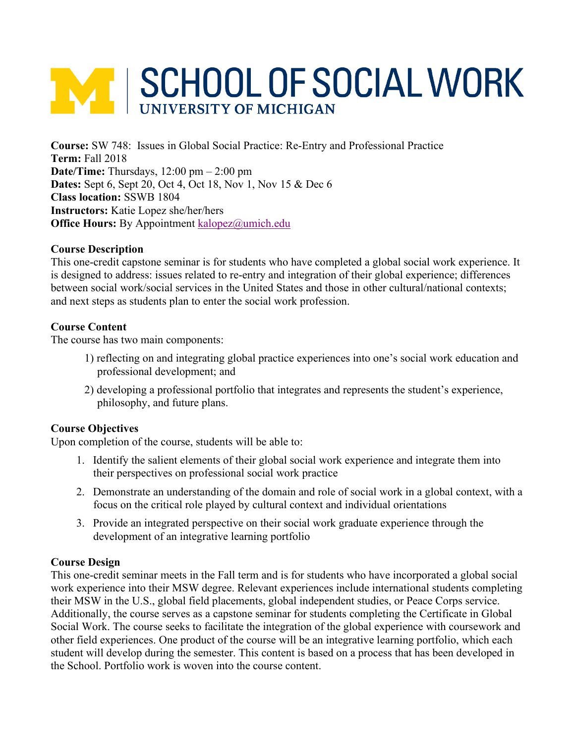# SCHOOL OF SOCIAL WORK
## UNIVERSITY OF MICHIGAN

**Course:** SW 748: Issues in Global Social Practice: Re-Entry and Professional Practice
**Term:** Fall 2018
**Date/Time:** Thursdays, 12:00 pm – 2:00 pm
**Dates:** Sept 6, Sept 20, Oct 4, Oct 18, Nov 1, Nov 15 & Dec 6
**Class location:** SSWB 1804
**Instructors:** Katie Lopez she/her/hers
**Office Hours:** By Appointment kalopez@umich.edu

**Course Description**

This one-credit capstone seminar is for students who have completed a global social work experience. It is designed to address: issues related to re-entry and integration of their global experience; differences between social work/social services in the United States and those in other cultural/national contexts; and next steps as students plan to enter the social work profession.

**Course Content**

The course has two main components:

1) reflecting on and integrating global practice experiences into one's social work education and professional development; and
2) developing a professional portfolio that integrates and represents the student's experience, philosophy, and future plans.

**Course Objectives**

Upon completion of the course, students will be able to:

1. Identify the salient elements of their global social work experience and integrate them into their perspectives on professional social work practice
2. Demonstrate an understanding of the domain and role of social work in a global context, with a focus on the critical role played by cultural context and individual orientations
3. Provide an integrated perspective on their social work graduate experience through the development of an integrative learning portfolio

**Course Design**

This one-credit seminar meets in the Fall term and is for students who have incorporated a global social work experience into their MSW degree. Relevant experiences include international students completing their MSW in the U.S., global field placements, global independent studies, or Peace Corps service. Additionally, the course serves as a capstone seminar for students completing the Certificate in Global Social Work. The course seeks to facilitate the integration of the global experience with coursework and other field experiences. One product of the course will be an integrative learning portfolio, which each student will develop during the semester. This content is based on a process that has been developed in the School. Portfolio work is woven into the course content.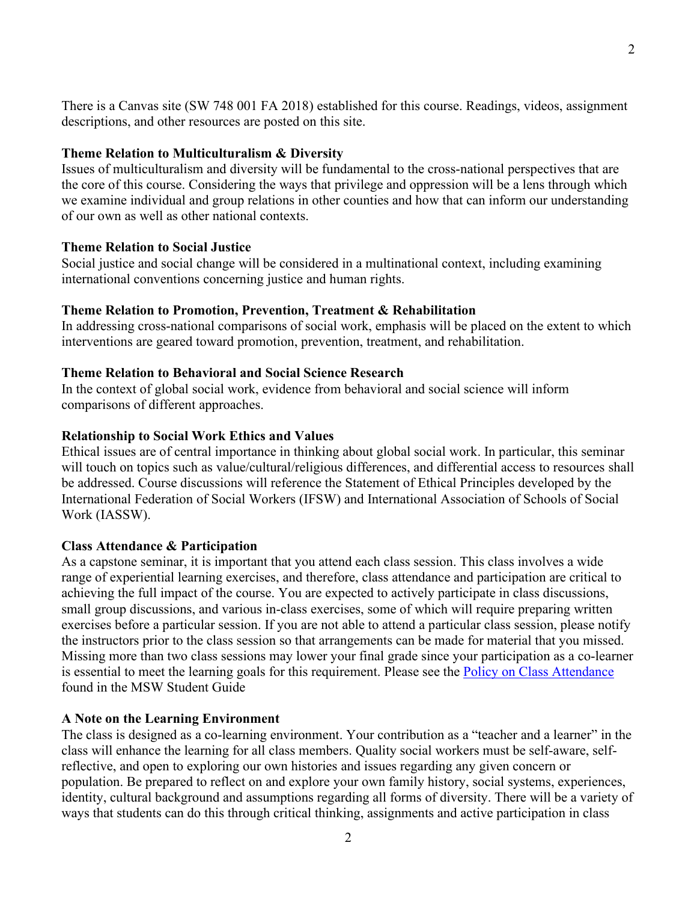There is a Canvas site (SW 748 001 FA 2018) established for this course. Readings, videos, assignment descriptions, and other resources are posted on this site.

**Theme Relation to Multiculturalism & Diversity**

Issues of multiculturalism and diversity will be fundamental to the cross-national perspectives that are the core of this course. Considering the ways that privilege and oppression will be a lens through which we examine individual and group relations in other counties and how that can inform our understanding of our own as well as other national contexts.

**Theme Relation to Social Justice**

Social justice and social change will be considered in a multinational context, including examining international conventions concerning justice and human rights.

**Theme Relation to Promotion, Prevention, Treatment & Rehabilitation**

In addressing cross-national comparisons of social work, emphasis will be placed on the extent to which interventions are geared toward promotion, prevention, treatment, and rehabilitation.

**Theme Relation to Behavioral and Social Science Research**

In the context of global social work, evidence from behavioral and social science will inform comparisons of different approaches.

**Relationship to Social Work Ethics and Values**

Ethical issues are of central importance in thinking about global social work. In particular, this seminar will touch on topics such as value/cultural/religious differences, and differential access to resources shall be addressed. Course discussions will reference the Statement of Ethical Principles developed by the International Federation of Social Workers (IFSW) and International Association of Schools of Social Work (IASSW).

**Class Attendance & Participation**

As a capstone seminar, it is important that you attend each class session. This class involves a wide range of experiential learning exercises, and therefore, class attendance and participation are critical to achieving the full impact of the course. You are expected to actively participate in class discussions, small group discussions, and various in-class exercises, some of which will require preparing written exercises before a particular session. If you are not able to attend a particular class session, please notify the instructors prior to the class session so that arrangements can be made for material that you missed. Missing more than two class sessions may lower your final grade since your participation as a co-learner is essential to meet the learning goals for this requirement. Please see the Policy on Class Attendance found in the MSW Student Guide

**A Note on the Learning Environment**

The class is designed as a co-learning environment. Your contribution as a "teacher and a learner" in the class will enhance the learning for all class members. Quality social workers must be self-aware, self-reflective, and open to exploring our own histories and issues regarding any given concern or population. Be prepared to reflect on and explore your own family history, social systems, experiences, identity, cultural background and assumptions regarding all forms of diversity. There will be a variety of ways that students can do this through critical thinking, assignments and active participation in class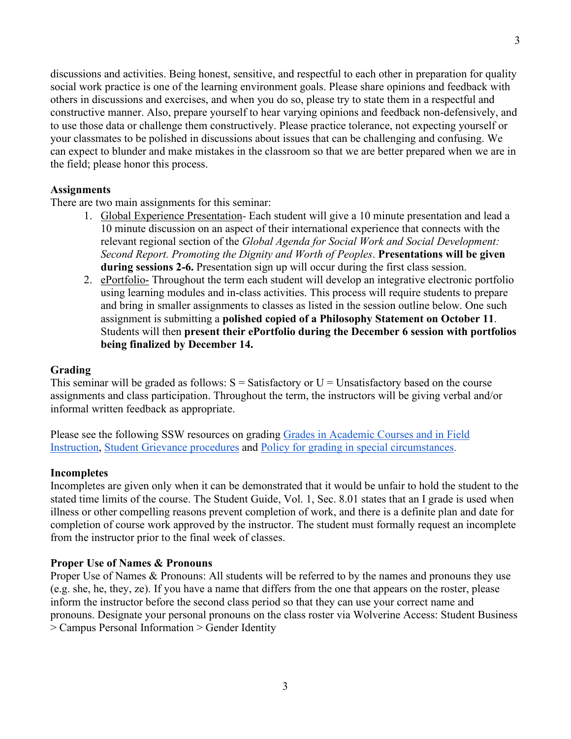discussions and activities. Being honest, sensitive, and respectful to each other in preparation for quality social work practice is one of the learning environment goals. Please share opinions and feedback with others in discussions and exercises, and when you do so, please try to state them in a respectful and constructive manner. Also, prepare yourself to hear varying opinions and feedback non-defensively, and to use those data or challenge them constructively. Please practice tolerance, not expecting yourself or your classmates to be polished in discussions about issues that can be challenging and confusing. We can expect to blunder and make mistakes in the classroom so that we are better prepared when we are in the field; please honor this process.

**Assignments**

There are two main assignments for this seminar:

1. Global Experience Presentation- Each student will give a 10 minute presentation and lead a 10 minute discussion on an aspect of their international experience that connects with the relevant regional section of the *Global Agenda for Social Work and Social Development: Second Report. Promoting the Dignity and Worth of Peoples*. **Presentations will be given during sessions 2-6.** Presentation sign up will occur during the first class session.
2. ePortfolio- Throughout the term each student will develop an integrative electronic portfolio using learning modules and in-class activities. This process will require students to prepare and bring in smaller assignments to classes as listed in the session outline below. One such assignment is submitting a **polished copied of a Philosophy Statement on October 11**. Students will then **present their ePortfolio during the December 6 session with portfolios being finalized by December 14.**

**Grading**

This seminar will be graded as follows: S = Satisfactory or U = Unsatisfactory based on the course assignments and class participation. Throughout the term, the instructors will be giving verbal and/or informal written feedback as appropriate.

Please see the following SSW resources on grading Grades in Academic Courses and in Field Instruction, Student Grievance procedures and Policy for grading in special circumstances.

**Incompletes**

Incompletes are given only when it can be demonstrated that it would be unfair to hold the student to the stated time limits of the course. The Student Guide, Vol. 1, Sec. 8.01 states that an I grade is used when illness or other compelling reasons prevent completion of work, and there is a definite plan and date for completion of course work approved by the instructor. The student must formally request an incomplete from the instructor prior to the final week of classes.

**Proper Use of Names & Pronouns**

Proper Use of Names & Pronouns: All students will be referred to by the names and pronouns they use (e.g. she, he, they, ze). If you have a name that differs from the one that appears on the roster, please inform the instructor before the second class period so that they can use your correct name and pronouns. Designate your personal pronouns on the class roster via Wolverine Access: Student Business > Campus Personal Information > Gender Identity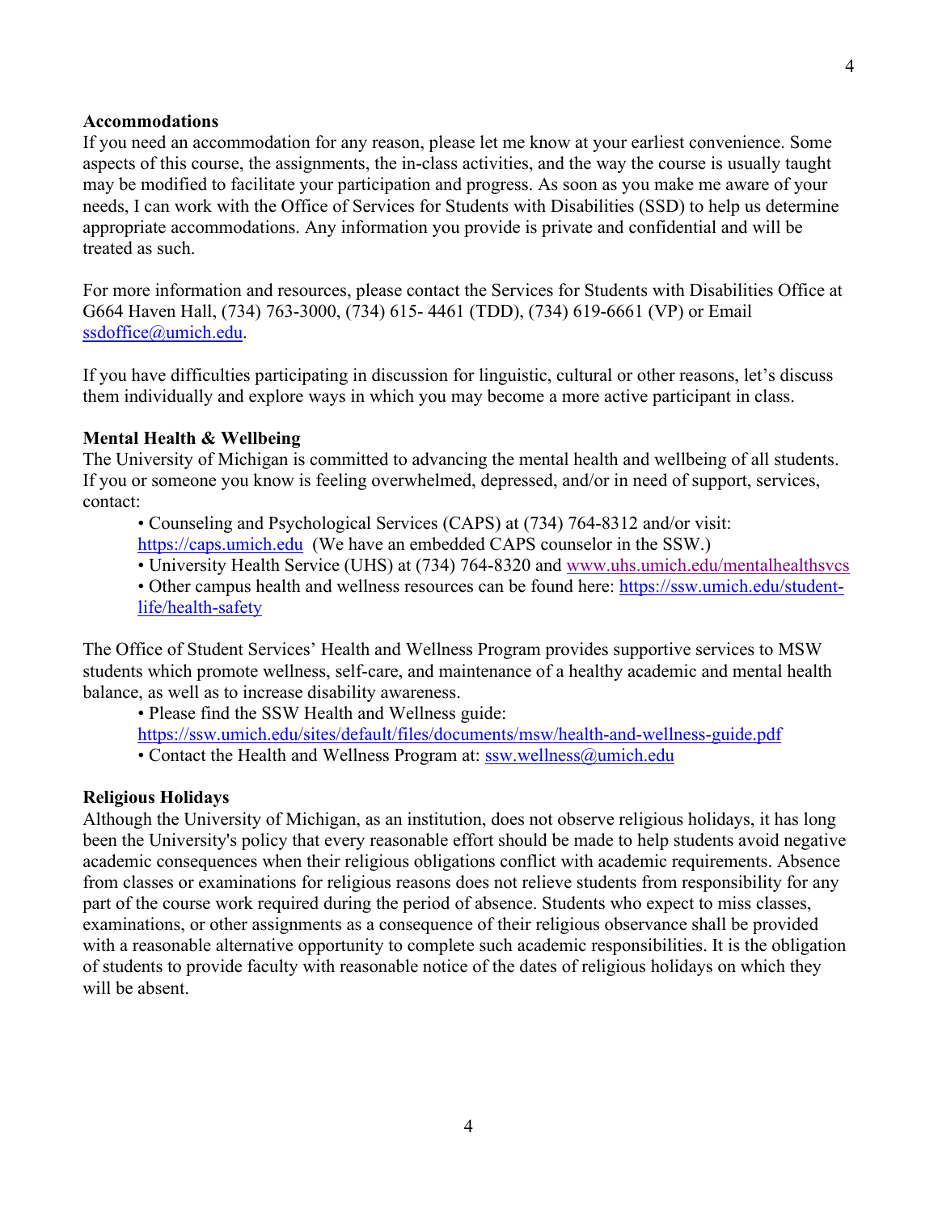**Accommodations**

If you need an accommodation for any reason, please let me know at your earliest convenience. Some aspects of this course, the assignments, the in-class activities, and the way the course is usually taught may be modified to facilitate your participation and progress. As soon as you make me aware of your needs, I can work with the Office of Services for Students with Disabilities (SSD) to help us determine appropriate accommodations. Any information you provide is private and confidential and will be treated as such.

For more information and resources, please contact the Services for Students with Disabilities Office at G664 Haven Hall, (734) 763-3000, (734) 615- 4461 (TDD), (734) 619-6661 (VP) or Email ssdoffice@umich.edu.

If you have difficulties participating in discussion for linguistic, cultural or other reasons, let's discuss them individually and explore ways in which you may become a more active participant in class.

**Mental Health & Wellbeing**

The University of Michigan is committed to advancing the mental health and wellbeing of all students. If you or someone you know is feeling overwhelmed, depressed, and/or in need of support, services, contact:

- Counseling and Psychological Services (CAPS) at (734) 764-8312 and/or visit: https://caps.umich.edu (We have an embedded CAPS counselor in the SSW.)
- University Health Service (UHS) at (734) 764-8320 and www.uhs.umich.edu/mentalhealthsvcs
- Other campus health and wellness resources can be found here: https://ssw.umich.edu/student-life/health-safety

The Office of Student Services' Health and Wellness Program provides supportive services to MSW students which promote wellness, self-care, and maintenance of a healthy academic and mental health balance, as well as to increase disability awareness.

- Please find the SSW Health and Wellness guide: https://ssw.umich.edu/sites/default/files/documents/msw/health-and-wellness-guide.pdf
- Contact the Health and Wellness Program at: ssw.wellness@umich.edu

**Religious Holidays**

Although the University of Michigan, as an institution, does not observe religious holidays, it has long been the University's policy that every reasonable effort should be made to help students avoid negative academic consequences when their religious obligations conflict with academic requirements. Absence from classes or examinations for religious reasons does not relieve students from responsibility for any part of the course work required during the period of absence. Students who expect to miss classes, examinations, or other assignments as a consequence of their religious observance shall be provided with a reasonable alternative opportunity to complete such academic responsibilities. It is the obligation of students to provide faculty with reasonable notice of the dates of religious holidays on which they will be absent.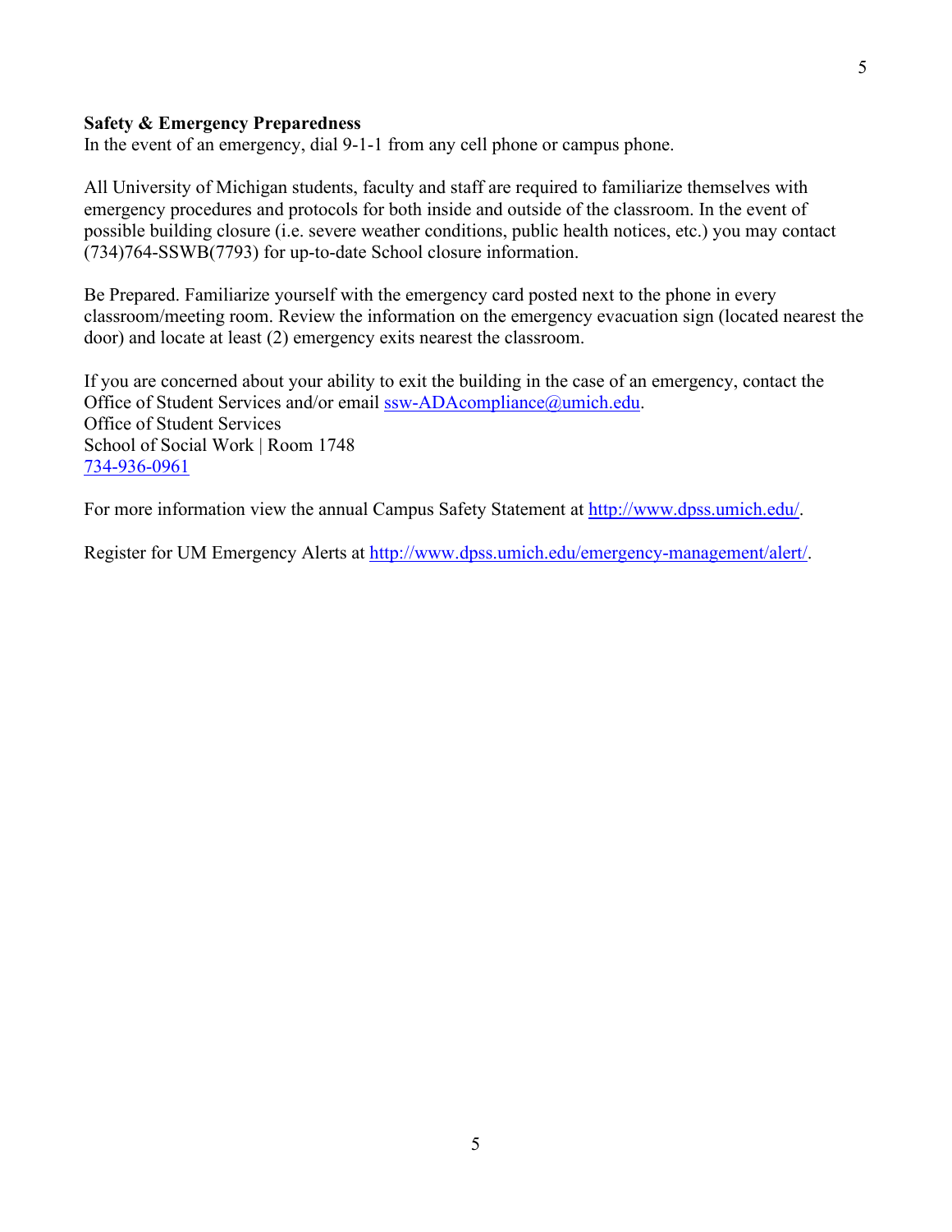**Safety & Emergency Preparedness**

In the event of an emergency, dial 9-1-1 from any cell phone or campus phone.

All University of Michigan students, faculty and staff are required to familiarize themselves with emergency procedures and protocols for both inside and outside of the classroom. In the event of possible building closure (i.e. severe weather conditions, public health notices, etc.) you may contact (734)764-SSWB(7793) for up-to-date School closure information.

Be Prepared. Familiarize yourself with the emergency card posted next to the phone in every classroom/meeting room. Review the information on the emergency evacuation sign (located nearest the door) and locate at least (2) emergency exits nearest the classroom.

If you are concerned about your ability to exit the building in the case of an emergency, contact the Office of Student Services and/or email ssw-ADAcompliance@umich.edu.
Office of Student Services
School of Social Work | Room 1748
734-936-0961

For more information view the annual Campus Safety Statement at http://www.dpss.umich.edu/.

Register for UM Emergency Alerts at http://www.dpss.umich.edu/emergency-management/alert/.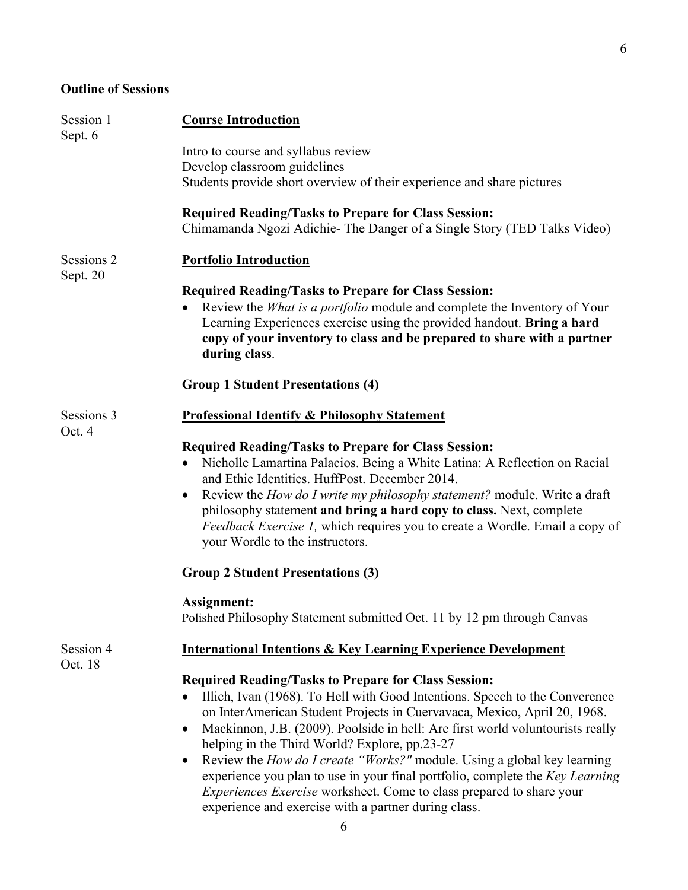## Outline of Sessions

Session 1
Sept. 6

**Course Introduction**

Intro to course and syllabus review
Develop classroom guidelines
Students provide short overview of their experience and share pictures

**Required Reading/Tasks to Prepare for Class Session:**
Chimamanda Ngozi Adichie- The Danger of a Single Story (TED Talks Video)

Sessions 2
Sept. 20

**Portfolio Introduction**

**Required Reading/Tasks to Prepare for Class Session:**

- Review the *What is a portfolio* module and complete the Inventory of Your Learning Experiences exercise using the provided handout. **Bring a hard copy of your inventory to class and be prepared to share with a partner during class**.

**Group 1 Student Presentations (4)**

Sessions 3
Oct. 4

**Professional Identify & Philosophy Statement**

**Required Reading/Tasks to Prepare for Class Session:**

- Nicholle Lamartina Palacios. Being a White Latina: A Reflection on Racial and Ethic Identities. HuffPost. December 2014.
- Review the *How do I write my philosophy statement?* module. Write a draft philosophy statement **and bring a hard copy to class.** Next, complete *Feedback Exercise 1,* which requires you to create a Wordle. Email a copy of your Wordle to the instructors.

**Group 2 Student Presentations (3)**

**Assignment:**
Polished Philosophy Statement submitted Oct. 11 by 12 pm through Canvas

Session 4
Oct. 18

**International Intentions & Key Learning Experience Development**

**Required Reading/Tasks to Prepare for Class Session:**

- Illich, Ivan (1968). To Hell with Good Intentions. Speech to the Converence on InterAmerican Student Projects in Cuervavaca, Mexico, April 20, 1968.
- Mackinnon, J.B. (2009). Poolside in hell: Are first world voluntourists really helping in the Third World? Explore, pp.23-27
- Review the *How do I create "Works?"* module. Using a global key learning experience you plan to use in your final portfolio, complete the *Key Learning Experiences Exercise* worksheet. Come to class prepared to share your experience and exercise with a partner during class.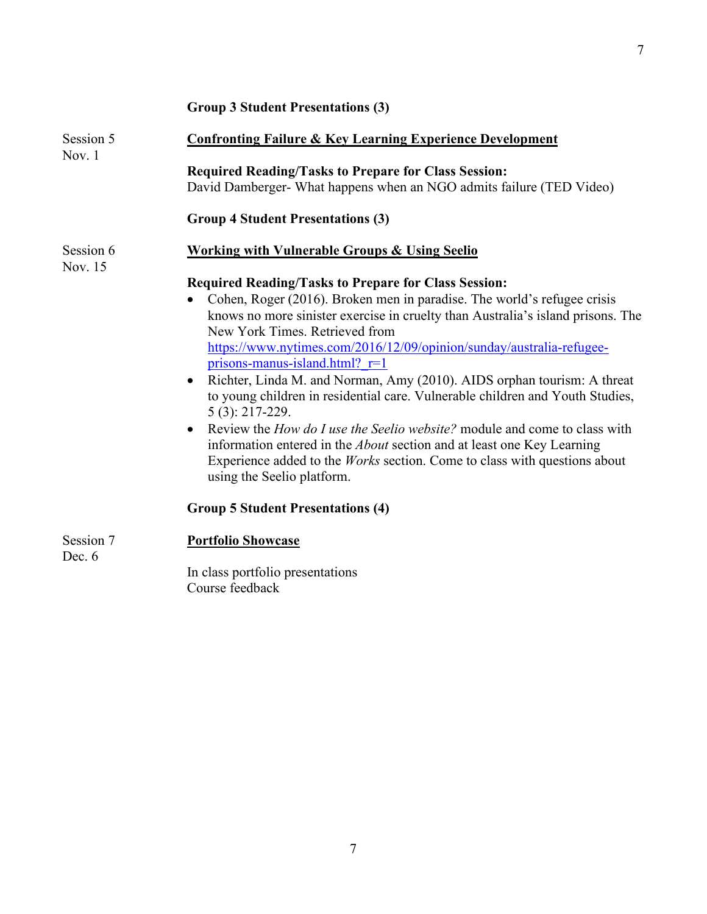**Group 3 Student Presentations (3)**

Session 5
Nov. 1

**Confronting Failure & Key Learning Experience Development**

**Required Reading/Tasks to Prepare for Class Session:**
David Damberger- What happens when an NGO admits failure (TED Video)

**Group 4 Student Presentations (3)**

Session 6
Nov. 15

**Working with Vulnerable Groups & Using Seelio**

**Required Reading/Tasks to Prepare for Class Session:**

- Cohen, Roger (2016). Broken men in paradise. The world's refugee crisis knows no more sinister exercise in cruelty than Australia's island prisons. The New York Times. Retrieved from https://www.nytimes.com/2016/12/09/opinion/sunday/australia-refugee-prisons-manus-island.html?_r=1
- Richter, Linda M. and Norman, Amy (2010). AIDS orphan tourism: A threat to young children in residential care. Vulnerable children and Youth Studies, 5 (3): 217-229.
- Review the *How do I use the Seelio website?* module and come to class with information entered in the *About* section and at least one Key Learning Experience added to the *Works* section. Come to class with questions about using the Seelio platform.

**Group 5 Student Presentations (4)**

Session 7
Dec. 6

**Portfolio Showcase**

In class portfolio presentations
Course feedback